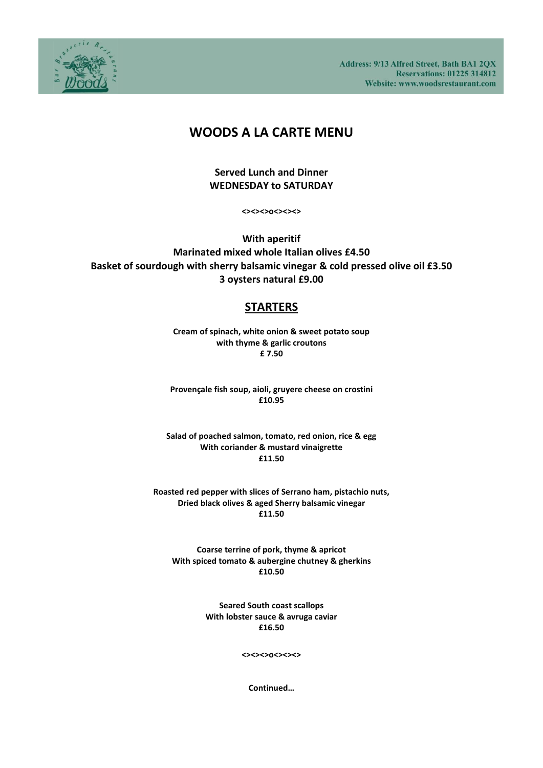Address: 9/13 Alfred Street, Bath BA1 2QX
Reservations: 01225 314812
Website: www.woodsrestaurant.com

# WOODS A LA CARTE MENU

**Served Lunch and Dinner**
**WEDNESDAY to SATURDAY**

<><><>o<><><>

**With aperitif**
**Marinated mixed whole Italian olives £4.50**
**Basket of sourdough with sherry balsamic vinegar & cold pressed olive oil £3.50**
**3 oysters natural £9.00**

## STARTERS

**Cream of spinach, white onion & sweet potato soup**
**with thyme & garlic croutons**
**£ 7.50**

**Provençale fish soup, aioli, gruyere cheese on crostini**
**£10.95**

**Salad of poached salmon, tomato, red onion, rice & egg**
**With coriander & mustard vinaigrette**
**£11.50**

**Roasted red pepper with slices of Serrano ham, pistachio nuts,**
**Dried black olives & aged Sherry balsamic vinegar**
**£11.50**

**Coarse terrine of pork, thyme & apricot**
**With spiced tomato & aubergine chutney & gherkins**
**£10.50**

**Seared South coast scallops**
**With lobster sauce & avruga caviar**
**£16.50**

<><><>o<><><>

**Continued…**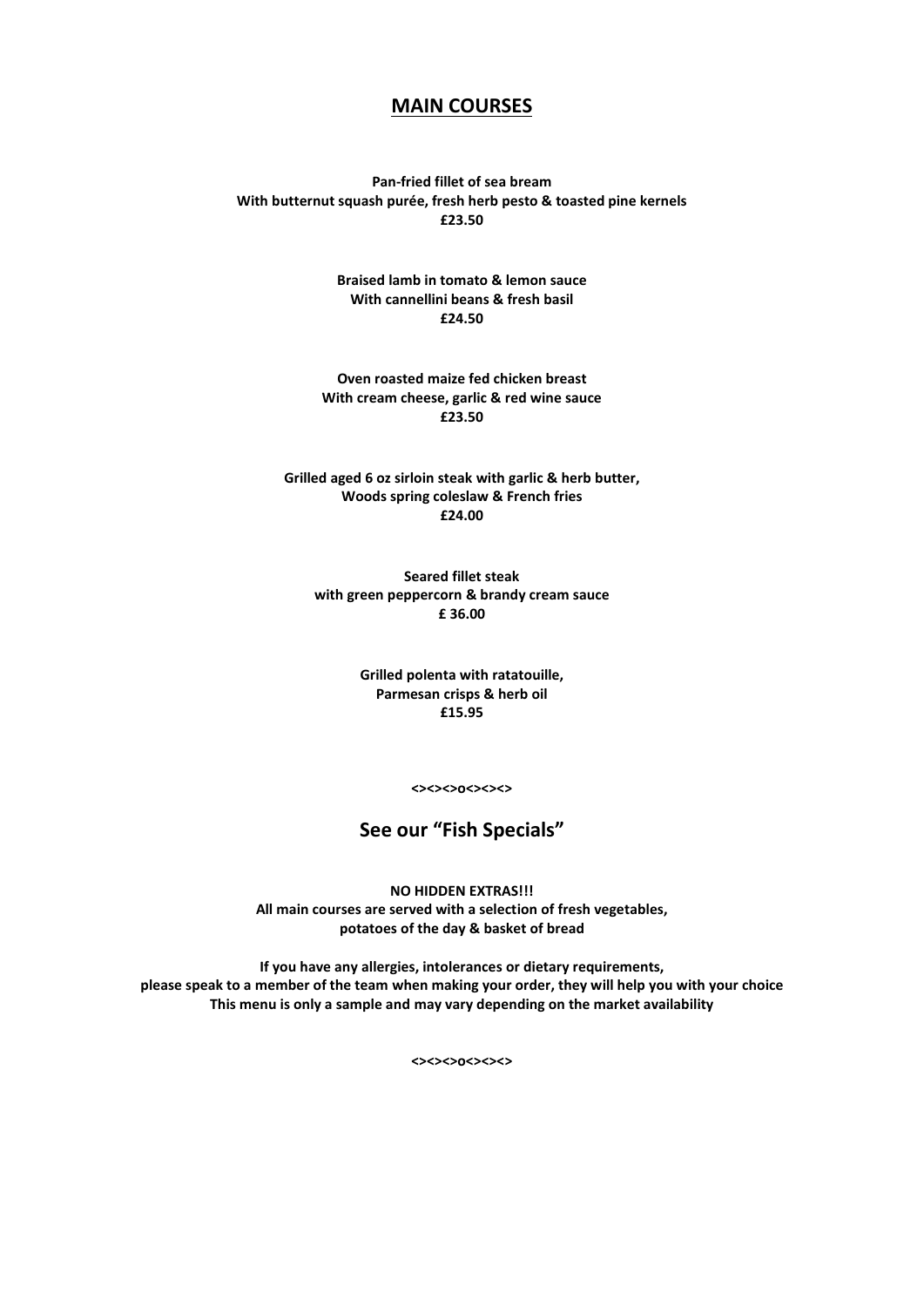# MAIN COURSES

**Pan-fried fillet of sea bream**
**With butternut squash purée, fresh herb pesto & toasted pine kernels**
**£23.50**

**Braised lamb in tomato & lemon sauce**
**With cannellini beans & fresh basil**
**£24.50**

**Oven roasted maize fed chicken breast**
**With cream cheese, garlic & red wine sauce**
**£23.50**

**Grilled aged 6 oz sirloin steak with garlic & herb butter,**
**Woods spring coleslaw & French fries**
**£24.00**

**Seared fillet steak**
**with green peppercorn & brandy cream sauce**
**£ 36.00**

**Grilled polenta with ratatouille,**
**Parmesan crisps & herb oil**
**£15.95**

**<><><>o<><><>**

## See our "Fish Specials"

**NO HIDDEN EXTRAS!!!**
**All main courses are served with a selection of fresh vegetables,**
**potatoes of the day & basket of bread**

**If you have any allergies, intolerances or dietary requirements,**
**please speak to a member of the team when making your order, they will help you with your choice**
**This menu is only a sample and may vary depending on the market availability**

**<><><>o<><><>**